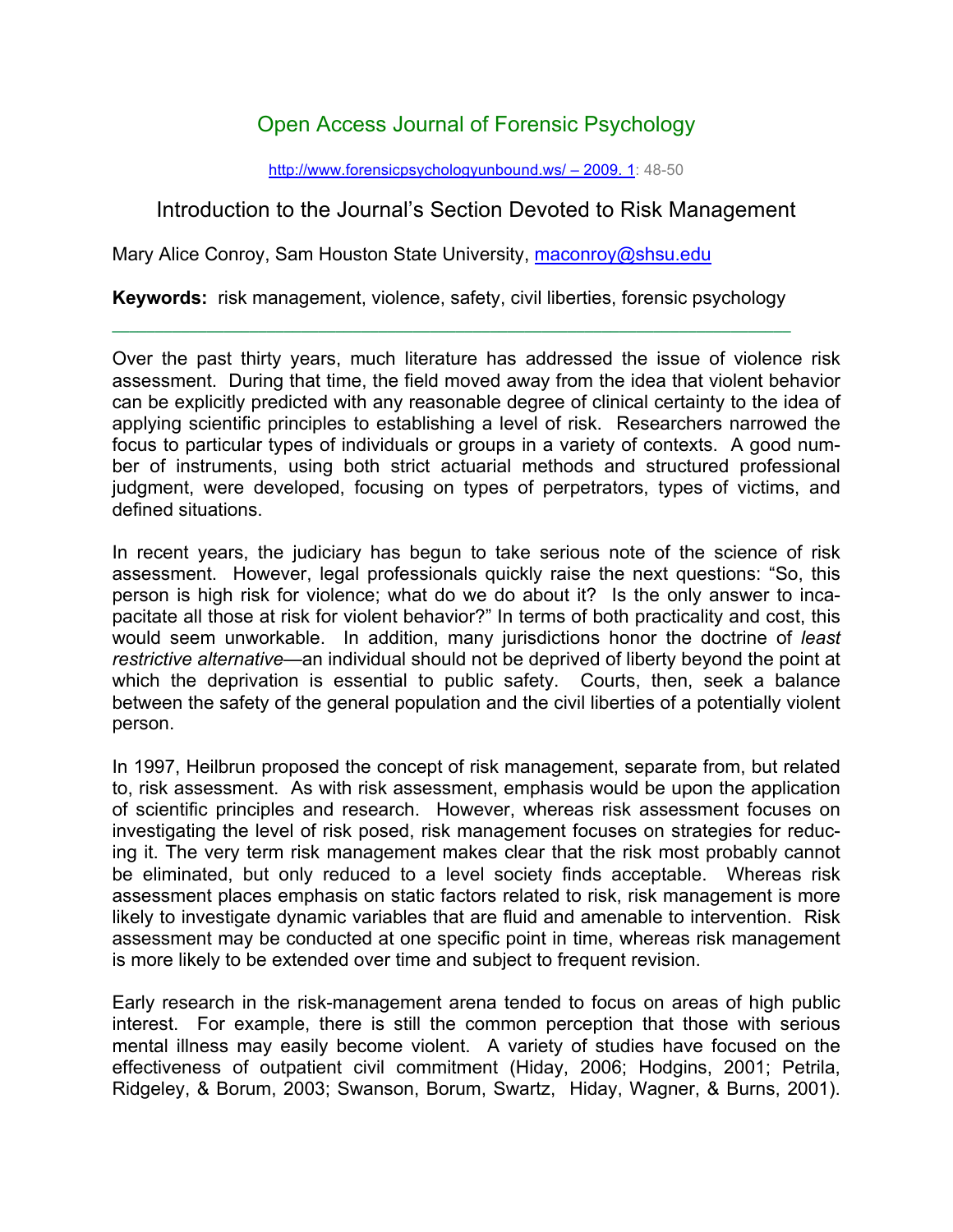Open Access Journal of Forensic Psychology

# Introduction to the Journal's Section Devoted to Risk Management

Mary Alice Conroy, Sam Houston State University, maconroy@shsu.edu

**Keywords:** risk management, violence, safety, civil liberties, forensic psychology

---

Over the past thirty years, much literature has addressed the issue of violence risk assessment. During that time, the field moved away from the idea that violent behavior can be explicitly predicted with any reasonable degree of clinical certainty to the idea of applying scientific principles to establishing a level of risk. Researchers narrowed the focus to particular types of individuals or groups in a variety of contexts. A good number of instruments, using both strict actuarial methods and structured professional judgment, were developed, focusing on types of perpetrators, types of victims, and defined situations.

In recent years, the judiciary has begun to take serious note of the science of risk assessment. However, legal professionals quickly raise the next questions: "So, this person is high risk for violence; what do we do about it? Is the only answer to incapacitate all those at risk for violent behavior?" In terms of both practicality and cost, this would seem unworkable. In addition, many jurisdictions honor the doctrine of *least restrictive alternative*—an individual should not be deprived of liberty beyond the point at which the deprivation is essential to public safety. Courts, then, seek a balance between the safety of the general population and the civil liberties of a potentially violent person.

In 1997, Heilbrun proposed the concept of risk management, separate from, but related to, risk assessment. As with risk assessment, emphasis would be upon the application of scientific principles and research. However, whereas risk assessment focuses on investigating the level of risk posed, risk management focuses on strategies for reducing it. The very term risk management makes clear that the risk most probably cannot be eliminated, but only reduced to a level society finds acceptable. Whereas risk assessment places emphasis on static factors related to risk, risk management is more likely to investigate dynamic variables that are fluid and amenable to intervention. Risk assessment may be conducted at one specific point in time, whereas risk management is more likely to be extended over time and subject to frequent revision.

Early research in the risk-management arena tended to focus on areas of high public interest. For example, there is still the common perception that those with serious mental illness may easily become violent. A variety of studies have focused on the effectiveness of outpatient civil commitment (Hiday, 2006; Hodgins, 2001; Petrila, Ridgeley, & Borum, 2003; Swanson, Borum, Swartz, Hiday, Wagner, & Burns, 2001).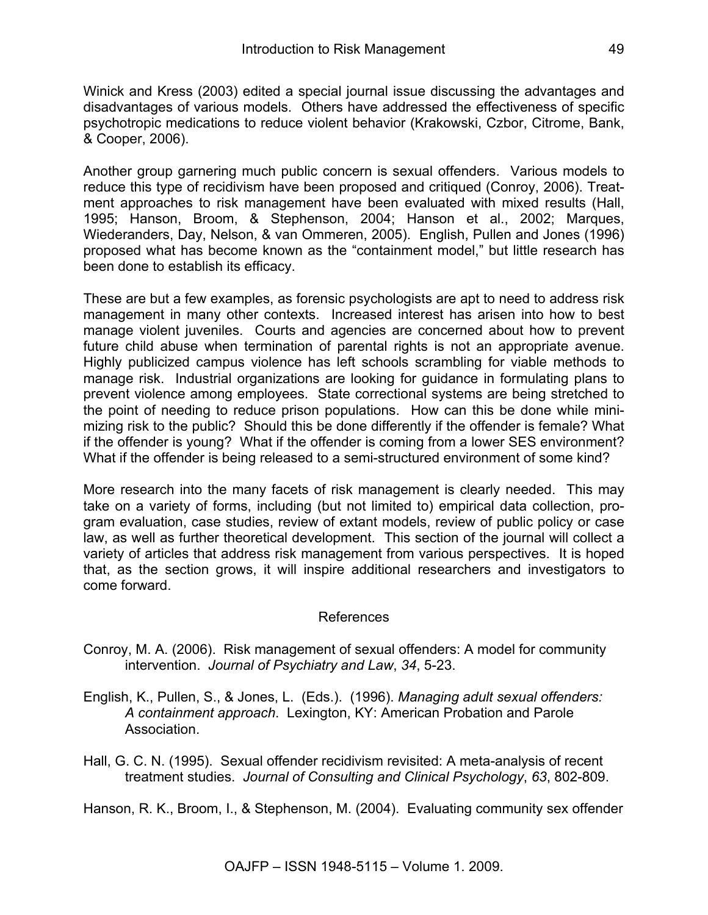Winick and Kress (2003) edited a special journal issue discussing the advantages and disadvantages of various models. Others have addressed the effectiveness of specific psychotropic medications to reduce violent behavior (Krakowski, Czbor, Citrome, Bank, & Cooper, 2006).

Another group garnering much public concern is sexual offenders. Various models to reduce this type of recidivism have been proposed and critiqued (Conroy, 2006). Treatment approaches to risk management have been evaluated with mixed results (Hall, 1995; Hanson, Broom, & Stephenson, 2004; Hanson et al., 2002; Marques, Wiederanders, Day, Nelson, & van Ommeren, 2005). English, Pullen and Jones (1996) proposed what has become known as the "containment model," but little research has been done to establish its efficacy.

These are but a few examples, as forensic psychologists are apt to need to address risk management in many other contexts. Increased interest has arisen into how to best manage violent juveniles. Courts and agencies are concerned about how to prevent future child abuse when termination of parental rights is not an appropriate avenue. Highly publicized campus violence has left schools scrambling for viable methods to manage risk. Industrial organizations are looking for guidance in formulating plans to prevent violence among employees. State correctional systems are being stretched to the point of needing to reduce prison populations. How can this be done while minimizing risk to the public? Should this be done differently if the offender is female? What if the offender is young? What if the offender is coming from a lower SES environment? What if the offender is being released to a semi-structured environment of some kind?

More research into the many facets of risk management is clearly needed. This may take on a variety of forms, including (but not limited to) empirical data collection, program evaluation, case studies, review of extant models, review of public policy or case law, as well as further theoretical development. This section of the journal will collect a variety of articles that address risk management from various perspectives. It is hoped that, as the section grows, it will inspire additional researchers and investigators to come forward.

## References

Conroy, M. A. (2006). Risk management of sexual offenders: A model for community intervention. *Journal of Psychiatry and Law*, *34*, 5-23.

English, K., Pullen, S., & Jones, L. (Eds.). (1996). *Managing adult sexual offenders: A containment approach*. Lexington, KY: American Probation and Parole Association.

Hall, G. C. N. (1995). Sexual offender recidivism revisited: A meta-analysis of recent treatment studies. *Journal of Consulting and Clinical Psychology*, *63*, 802-809.

Hanson, R. K., Broom, I., & Stephenson, M. (2004). Evaluating community sex offender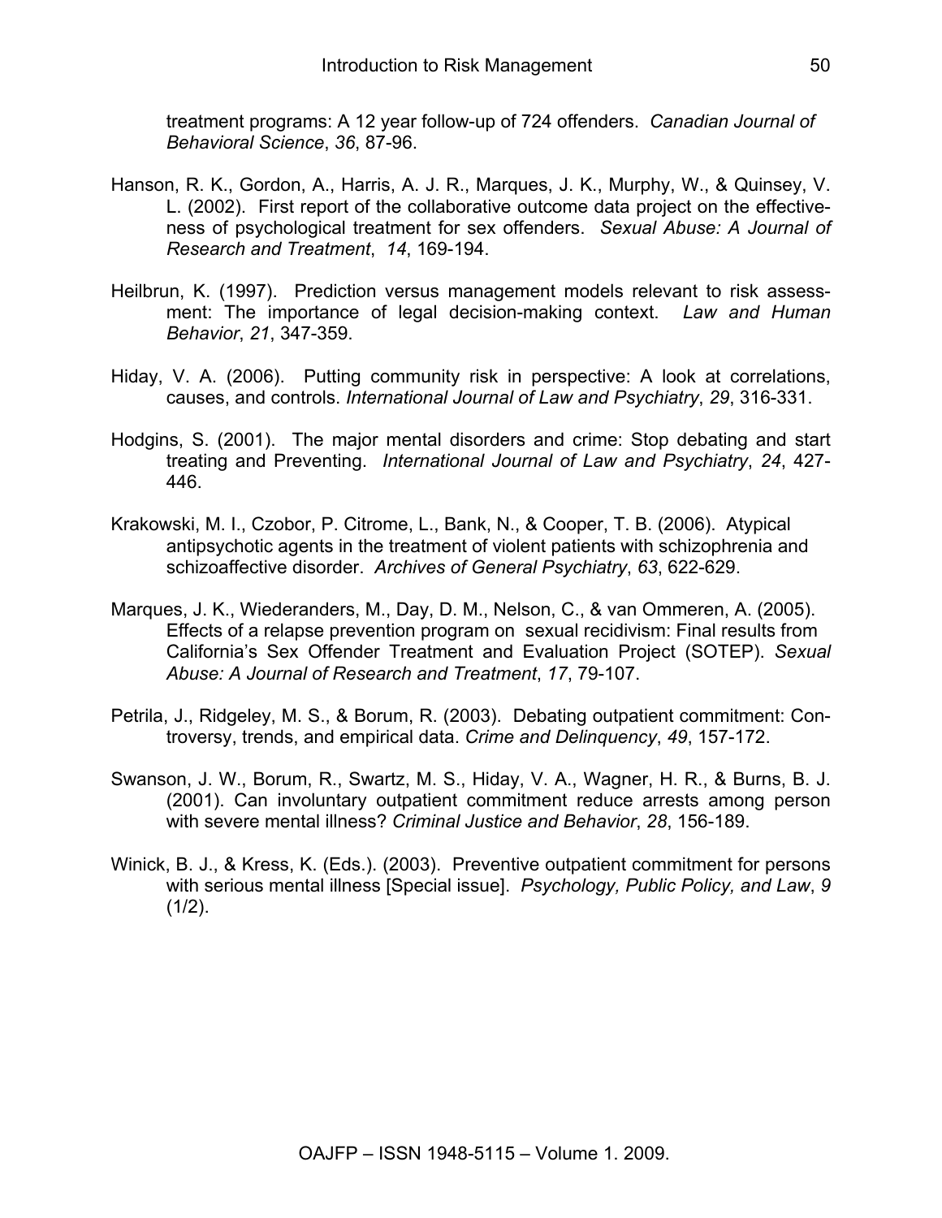treatment programs: A 12 year follow-up of 724 offenders. *Canadian Journal of Behavioral Science*, *36*, 87-96.

Hanson, R. K., Gordon, A., Harris, A. J. R., Marques, J. K., Murphy, W., & Quinsey, V. L. (2002). First report of the collaborative outcome data project on the effectiveness of psychological treatment for sex offenders. *Sexual Abuse: A Journal of Research and Treatment*, *14*, 169-194.

Heilbrun, K. (1997). Prediction versus management models relevant to risk assessment: The importance of legal decision-making context. *Law and Human Behavior*, *21*, 347-359.

Hiday, V. A. (2006). Putting community risk in perspective: A look at correlations, causes, and controls. *International Journal of Law and Psychiatry*, *29*, 316-331.

Hodgins, S. (2001). The major mental disorders and crime: Stop debating and start treating and Preventing. *International Journal of Law and Psychiatry*, *24*, 427-446.

Krakowski, M. I., Czobor, P. Citrome, L., Bank, N., & Cooper, T. B. (2006). Atypical antipsychotic agents in the treatment of violent patients with schizophrenia and schizoaffective disorder. *Archives of General Psychiatry*, *63*, 622-629.

Marques, J. K., Wiederanders, M., Day, D. M., Nelson, C., & van Ommeren, A. (2005). Effects of a relapse prevention program on sexual recidivism: Final results from California's Sex Offender Treatment and Evaluation Project (SOTEP). *Sexual Abuse: A Journal of Research and Treatment*, *17*, 79-107.

Petrila, J., Ridgeley, M. S., & Borum, R. (2003). Debating outpatient commitment: Controversy, trends, and empirical data. *Crime and Delinquency*, *49*, 157-172.

Swanson, J. W., Borum, R., Swartz, M. S., Hiday, V. A., Wagner, H. R., & Burns, B. J. (2001). Can involuntary outpatient commitment reduce arrests among person with severe mental illness? *Criminal Justice and Behavior*, *28*, 156-189.

Winick, B. J., & Kress, K. (Eds.). (2003). Preventive outpatient commitment for persons with serious mental illness [Special issue]. *Psychology, Public Policy, and Law*, *9* (1/2).